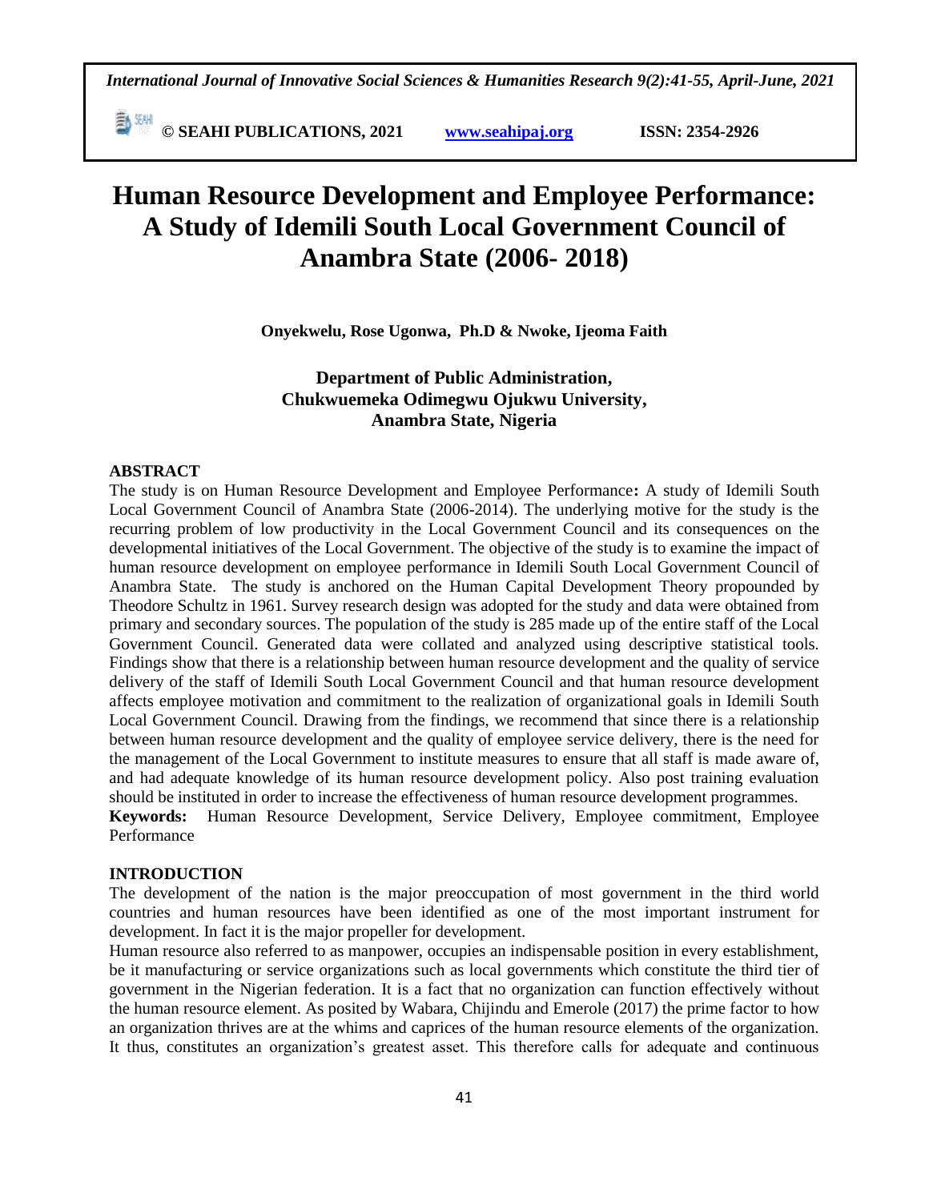# Human Resource Development and Employee Performance: A Study of Idemili South Local Government Council of Anambra State (2006- 2018)

**Onyekwelu, Rose Ugonwa, Ph.D & Nwoke, Ijeoma Faith**

**Department of Public Administration,**
**Chukwuemeka Odimegwu Ojukwu University,**
**Anambra State, Nigeria**

## ABSTRACT

The study is on Human Resource Development and Employee Performance**:** A study of Idemili South Local Government Council of Anambra State (2006-2014). The underlying motive for the study is the recurring problem of low productivity in the Local Government Council and its consequences on the developmental initiatives of the Local Government. The objective of the study is to examine the impact of human resource development on employee performance in Idemili South Local Government Council of Anambra State. The study is anchored on the Human Capital Development Theory propounded by Theodore Schultz in 1961. Survey research design was adopted for the study and data were obtained from primary and secondary sources. The population of the study is 285 made up of the entire staff of the Local Government Council. Generated data were collated and analyzed using descriptive statistical tools. Findings show that there is a relationship between human resource development and the quality of service delivery of the staff of Idemili South Local Government Council and that human resource development affects employee motivation and commitment to the realization of organizational goals in Idemili South Local Government Council. Drawing from the findings, we recommend that since there is a relationship between human resource development and the quality of employee service delivery, there is the need for the management of the Local Government to institute measures to ensure that all staff is made aware of, and had adequate knowledge of its human resource development policy. Also post training evaluation should be instituted in order to increase the effectiveness of human resource development programmes.

**Keywords:** Human Resource Development, Service Delivery, Employee commitment, Employee Performance

## INTRODUCTION

The development of the nation is the major preoccupation of most government in the third world countries and human resources have been identified as one of the most important instrument for development. In fact it is the major propeller for development.

Human resource also referred to as manpower, occupies an indispensable position in every establishment, be it manufacturing or service organizations such as local governments which constitute the third tier of government in the Nigerian federation. It is a fact that no organization can function effectively without the human resource element. As posited by Wabara, Chijindu and Emerole (2017) the prime factor to how an organization thrives are at the whims and caprices of the human resource elements of the organization. It thus, constitutes an organization's greatest asset. This therefore calls for adequate and continuous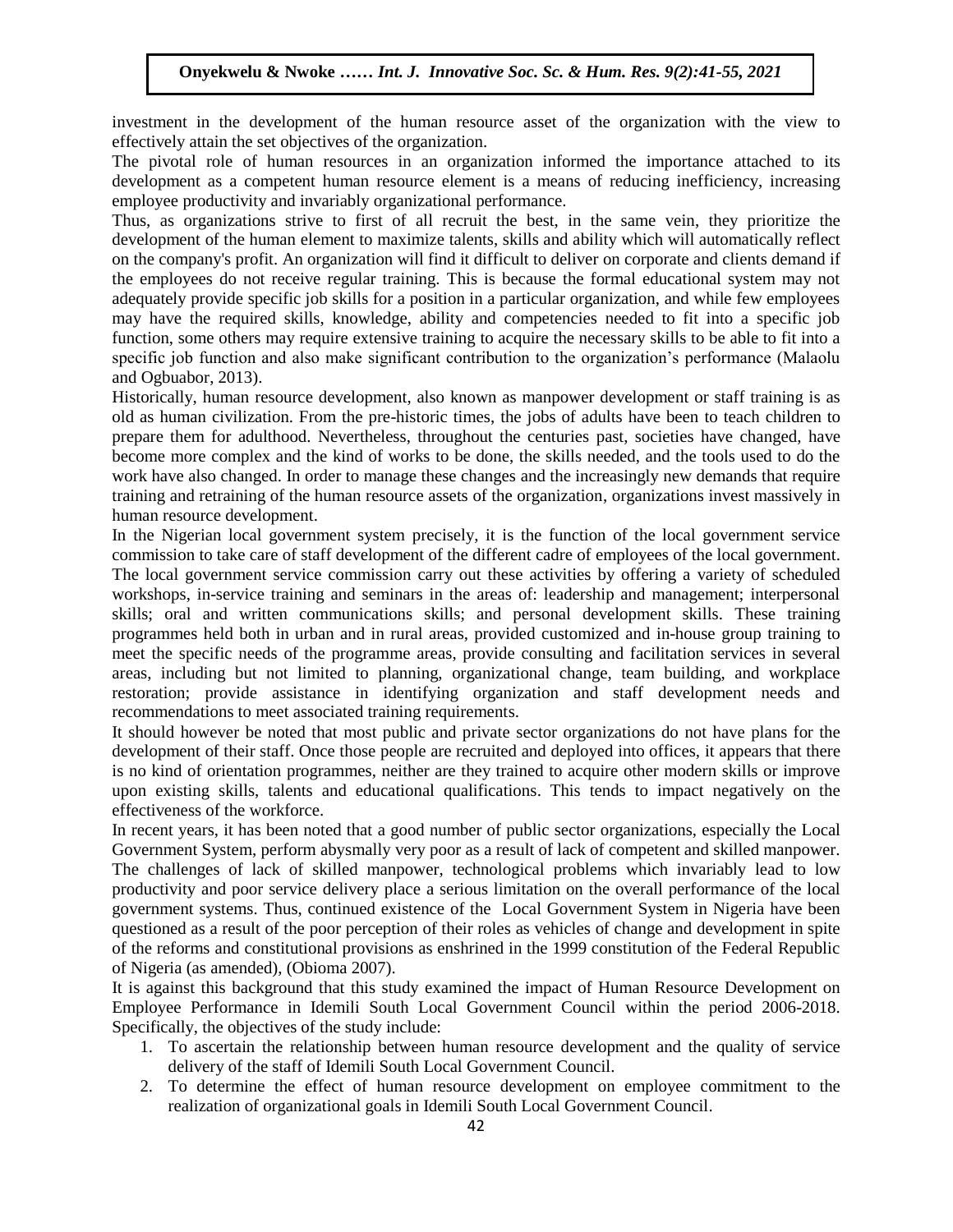investment in the development of the human resource asset of the organization with the view to effectively attain the set objectives of the organization.

The pivotal role of human resources in an organization informed the importance attached to its development as a competent human resource element is a means of reducing inefficiency, increasing employee productivity and invariably organizational performance.

Thus, as organizations strive to first of all recruit the best, in the same vein, they prioritize the development of the human element to maximize talents, skills and ability which will automatically reflect on the company's profit. An organization will find it difficult to deliver on corporate and clients demand if the employees do not receive regular training. This is because the formal educational system may not adequately provide specific job skills for a position in a particular organization, and while few employees may have the required skills, knowledge, ability and competencies needed to fit into a specific job function, some others may require extensive training to acquire the necessary skills to be able to fit into a specific job function and also make significant contribution to the organization's performance (Malaolu and Ogbuabor, 2013).

Historically, human resource development, also known as manpower development or staff training is as old as human civilization. From the pre-historic times, the jobs of adults have been to teach children to prepare them for adulthood. Nevertheless, throughout the centuries past, societies have changed, have become more complex and the kind of works to be done, the skills needed, and the tools used to do the work have also changed. In order to manage these changes and the increasingly new demands that require training and retraining of the human resource assets of the organization, organizations invest massively in human resource development.

In the Nigerian local government system precisely, it is the function of the local government service commission to take care of staff development of the different cadre of employees of the local government. The local government service commission carry out these activities by offering a variety of scheduled workshops, in-service training and seminars in the areas of: leadership and management; interpersonal skills; oral and written communications skills; and personal development skills. These training programmes held both in urban and in rural areas, provided customized and in-house group training to meet the specific needs of the programme areas, provide consulting and facilitation services in several areas, including but not limited to planning, organizational change, team building, and workplace restoration; provide assistance in identifying organization and staff development needs and recommendations to meet associated training requirements.

It should however be noted that most public and private sector organizations do not have plans for the development of their staff. Once those people are recruited and deployed into offices, it appears that there is no kind of orientation programmes, neither are they trained to acquire other modern skills or improve upon existing skills, talents and educational qualifications. This tends to impact negatively on the effectiveness of the workforce.

In recent years, it has been noted that a good number of public sector organizations, especially the Local Government System, perform abysmally very poor as a result of lack of competent and skilled manpower. The challenges of lack of skilled manpower, technological problems which invariably lead to low productivity and poor service delivery place a serious limitation on the overall performance of the local government systems. Thus, continued existence of the Local Government System in Nigeria have been questioned as a result of the poor perception of their roles as vehicles of change and development in spite of the reforms and constitutional provisions as enshrined in the 1999 constitution of the Federal Republic of Nigeria (as amended), (Obioma 2007).

It is against this background that this study examined the impact of Human Resource Development on Employee Performance in Idemili South Local Government Council within the period 2006-2018. Specifically, the objectives of the study include:

1. To ascertain the relationship between human resource development and the quality of service delivery of the staff of Idemili South Local Government Council.
2. To determine the effect of human resource development on employee commitment to the realization of organizational goals in Idemili South Local Government Council.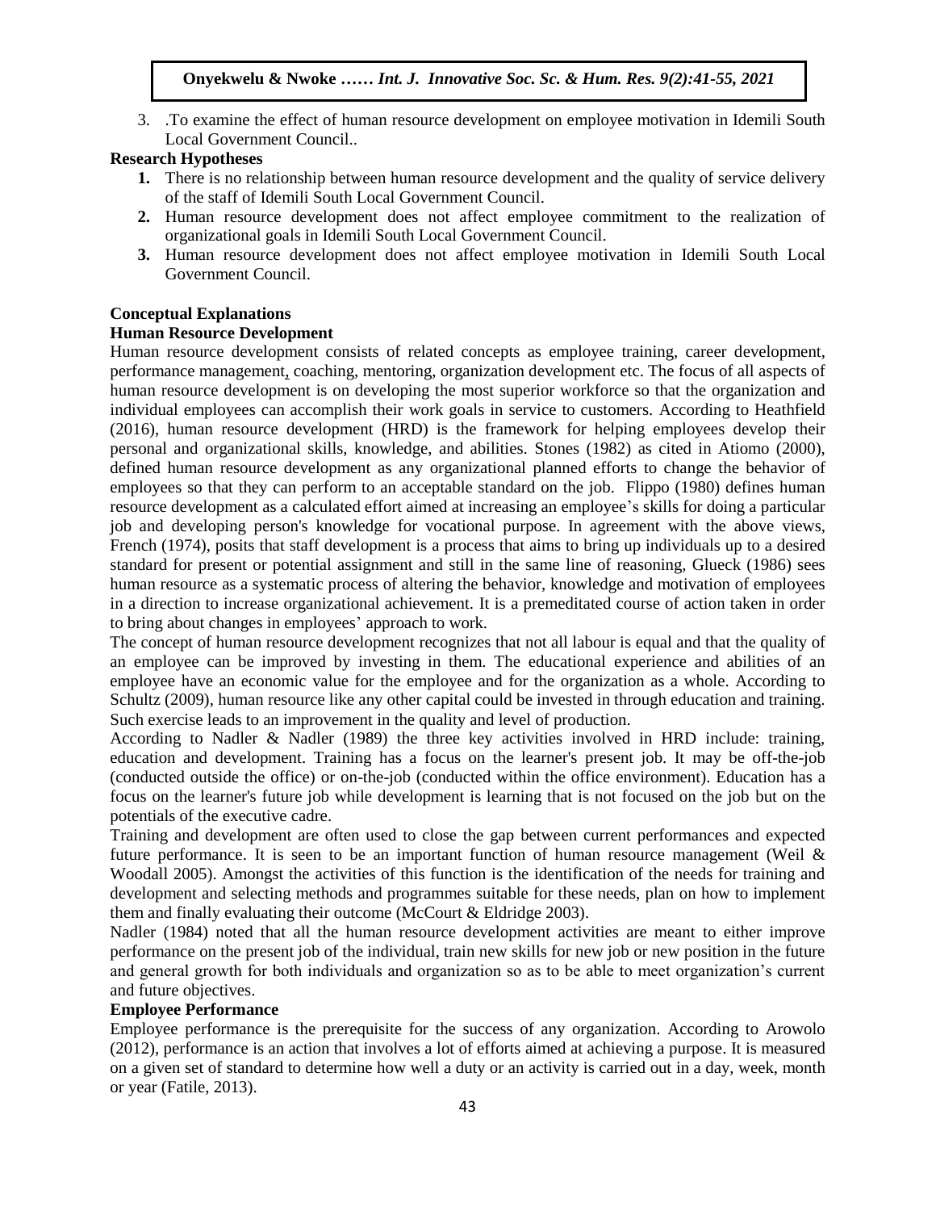3. .To examine the effect of human resource development on employee motivation in Idemili South Local Government Council..

### Research Hypotheses

1. There is no relationship between human resource development and the quality of service delivery of the staff of Idemili South Local Government Council.
2. Human resource development does not affect employee commitment to the realization of organizational goals in Idemili South Local Government Council.
3. Human resource development does not affect employee motivation in Idemili South Local Government Council.

## Conceptual Explanations

### Human Resource Development

Human resource development consists of related concepts as employee training, career development, performance management, coaching, mentoring, organization development etc. The focus of all aspects of human resource development is on developing the most superior workforce so that the organization and individual employees can accomplish their work goals in service to customers. According to Heathfield (2016), human resource development (HRD) is the framework for helping employees develop their personal and organizational skills, knowledge, and abilities. Stones (1982) as cited in Atiomo (2000), defined human resource development as any organizational planned efforts to change the behavior of employees so that they can perform to an acceptable standard on the job. Flippo (1980) defines human resource development as a calculated effort aimed at increasing an employee's skills for doing a particular job and developing person's knowledge for vocational purpose. In agreement with the above views, French (1974), posits that staff development is a process that aims to bring up individuals up to a desired standard for present or potential assignment and still in the same line of reasoning, Glueck (1986) sees human resource as a systematic process of altering the behavior, knowledge and motivation of employees in a direction to increase organizational achievement. It is a premeditated course of action taken in order to bring about changes in employees' approach to work.

The concept of human resource development recognizes that not all labour is equal and that the quality of an employee can be improved by investing in them. The educational experience and abilities of an employee have an economic value for the employee and for the organization as a whole. According to Schultz (2009), human resource like any other capital could be invested in through education and training. Such exercise leads to an improvement in the quality and level of production.

According to Nadler & Nadler (1989) the three key activities involved in HRD include: training, education and development. Training has a focus on the learner's present job. It may be off-the-job (conducted outside the office) or on-the-job (conducted within the office environment). Education has a focus on the learner's future job while development is learning that is not focused on the job but on the potentials of the executive cadre.

Training and development are often used to close the gap between current performances and expected future performance. It is seen to be an important function of human resource management (Weil & Woodall 2005). Amongst the activities of this function is the identification of the needs for training and development and selecting methods and programmes suitable for these needs, plan on how to implement them and finally evaluating their outcome (McCourt & Eldridge 2003).

Nadler (1984) noted that all the human resource development activities are meant to either improve performance on the present job of the individual, train new skills for new job or new position in the future and general growth for both individuals and organization so as to be able to meet organization's current and future objectives.

### Employee Performance

Employee performance is the prerequisite for the success of any organization. According to Arowolo (2012), performance is an action that involves a lot of efforts aimed at achieving a purpose. It is measured on a given set of standard to determine how well a duty or an activity is carried out in a day, week, month or year (Fatile, 2013).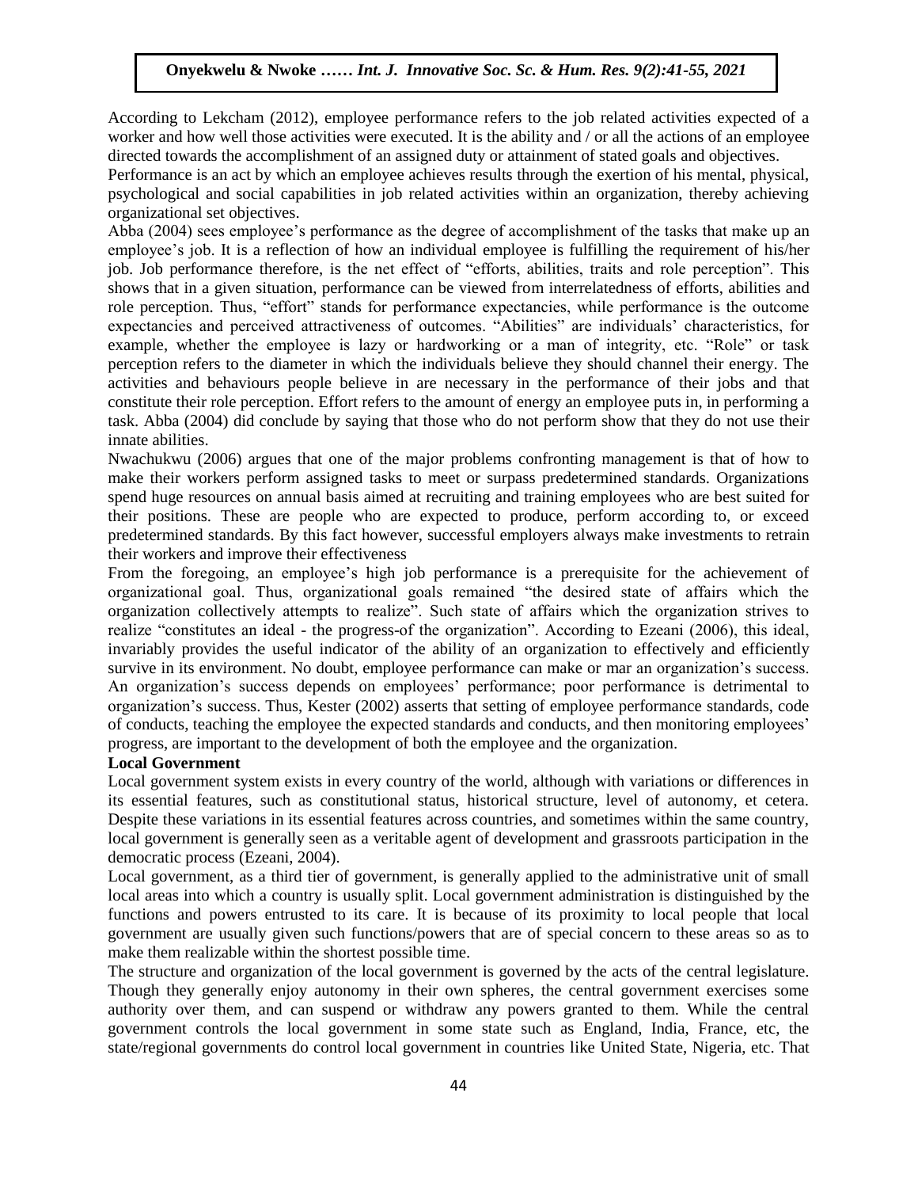According to Lekcham (2012), employee performance refers to the job related activities expected of a worker and how well those activities were executed. It is the ability and / or all the actions of an employee directed towards the accomplishment of an assigned duty or attainment of stated goals and objectives.

Performance is an act by which an employee achieves results through the exertion of his mental, physical, psychological and social capabilities in job related activities within an organization, thereby achieving organizational set objectives.

Abba (2004) sees employee's performance as the degree of accomplishment of the tasks that make up an employee's job. It is a reflection of how an individual employee is fulfilling the requirement of his/her job. Job performance therefore, is the net effect of "efforts, abilities, traits and role perception". This shows that in a given situation, performance can be viewed from interrelatedness of efforts, abilities and role perception. Thus, "effort" stands for performance expectancies, while performance is the outcome expectancies and perceived attractiveness of outcomes. "Abilities" are individuals' characteristics, for example, whether the employee is lazy or hardworking or a man of integrity, etc. "Role" or task perception refers to the diameter in which the individuals believe they should channel their energy. The activities and behaviours people believe in are necessary in the performance of their jobs and that constitute their role perception. Effort refers to the amount of energy an employee puts in, in performing a task. Abba (2004) did conclude by saying that those who do not perform show that they do not use their innate abilities.

Nwachukwu (2006) argues that one of the major problems confronting management is that of how to make their workers perform assigned tasks to meet or surpass predetermined standards. Organizations spend huge resources on annual basis aimed at recruiting and training employees who are best suited for their positions. These are people who are expected to produce, perform according to, or exceed predetermined standards. By this fact however, successful employers always make investments to retrain their workers and improve their effectiveness

From the foregoing, an employee's high job performance is a prerequisite for the achievement of organizational goal. Thus, organizational goals remained "the desired state of affairs which the organization collectively attempts to realize". Such state of affairs which the organization strives to realize "constitutes an ideal - the progress-of the organization". According to Ezeani (2006), this ideal, invariably provides the useful indicator of the ability of an organization to effectively and efficiently survive in its environment. No doubt, employee performance can make or mar an organization's success. An organization's success depends on employees' performance; poor performance is detrimental to organization's success. Thus, Kester (2002) asserts that setting of employee performance standards, code of conducts, teaching the employee the expected standards and conducts, and then monitoring employees' progress, are important to the development of both the employee and the organization.

**Local Government**

Local government system exists in every country of the world, although with variations or differences in its essential features, such as constitutional status, historical structure, level of autonomy, et cetera. Despite these variations in its essential features across countries, and sometimes within the same country, local government is generally seen as a veritable agent of development and grassroots participation in the democratic process (Ezeani, 2004).

Local government, as a third tier of government, is generally applied to the administrative unit of small local areas into which a country is usually split. Local government administration is distinguished by the functions and powers entrusted to its care. It is because of its proximity to local people that local government are usually given such functions/powers that are of special concern to these areas so as to make them realizable within the shortest possible time.

The structure and organization of the local government is governed by the acts of the central legislature. Though they generally enjoy autonomy in their own spheres, the central government exercises some authority over them, and can suspend or withdraw any powers granted to them. While the central government controls the local government in some state such as England, India, France, etc, the state/regional governments do control local government in countries like United State, Nigeria, etc. That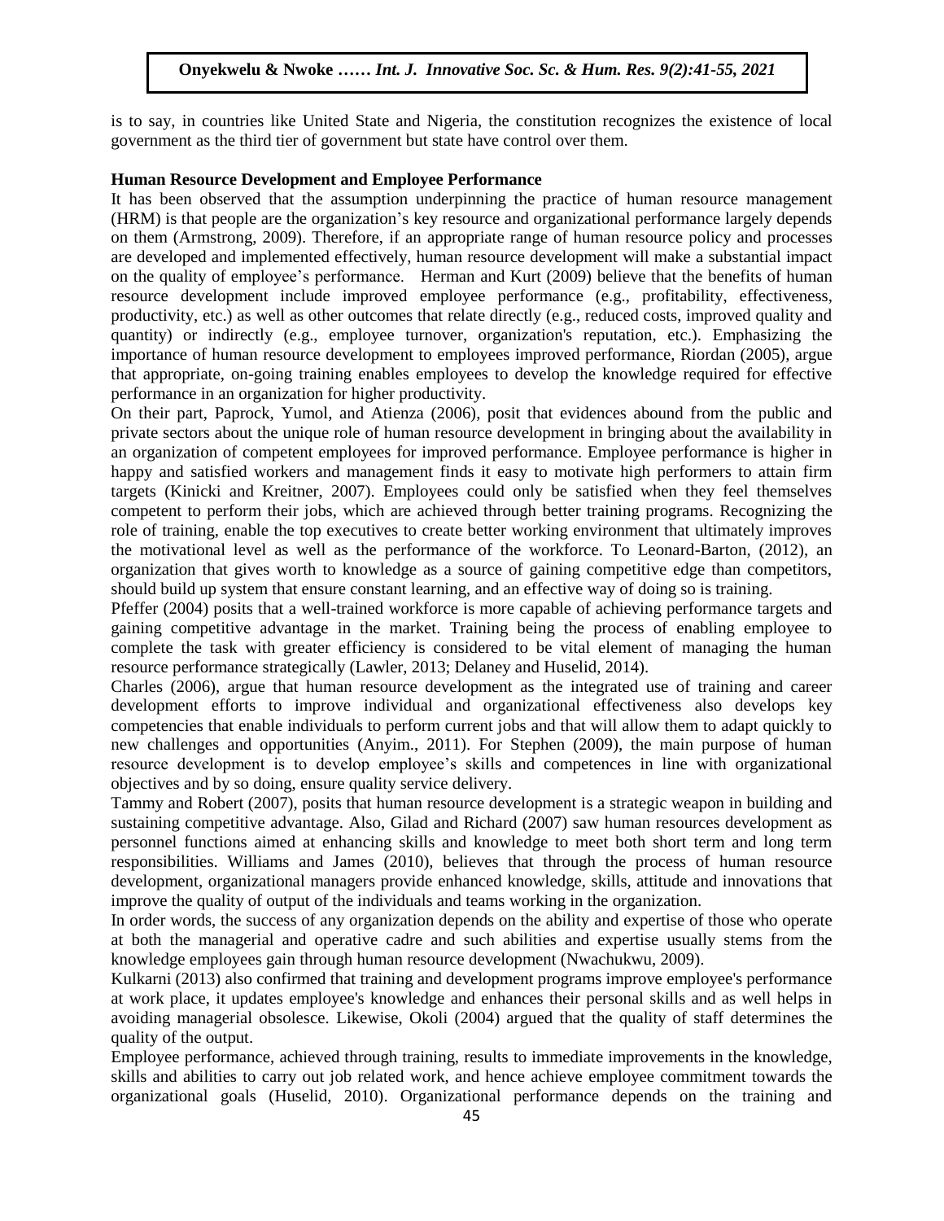is to say, in countries like United State and Nigeria, the constitution recognizes the existence of local government as the third tier of government but state have control over them.

**Human Resource Development and Employee Performance**

It has been observed that the assumption underpinning the practice of human resource management (HRM) is that people are the organization's key resource and organizational performance largely depends on them (Armstrong, 2009). Therefore, if an appropriate range of human resource policy and processes are developed and implemented effectively, human resource development will make a substantial impact on the quality of employee's performance. Herman and Kurt (2009) believe that the benefits of human resource development include improved employee performance (e.g., profitability, effectiveness, productivity, etc.) as well as other outcomes that relate directly (e.g., reduced costs, improved quality and quantity) or indirectly (e.g., employee turnover, organization's reputation, etc.). Emphasizing the importance of human resource development to employees improved performance, Riordan (2005), argue that appropriate, on-going training enables employees to develop the knowledge required for effective performance in an organization for higher productivity.

On their part, Paprock, Yumol, and Atienza (2006), posit that evidences abound from the public and private sectors about the unique role of human resource development in bringing about the availability in an organization of competent employees for improved performance. Employee performance is higher in happy and satisfied workers and management finds it easy to motivate high performers to attain firm targets (Kinicki and Kreitner, 2007). Employees could only be satisfied when they feel themselves competent to perform their jobs, which are achieved through better training programs. Recognizing the role of training, enable the top executives to create better working environment that ultimately improves the motivational level as well as the performance of the workforce. To Leonard-Barton, (2012), an organization that gives worth to knowledge as a source of gaining competitive edge than competitors, should build up system that ensure constant learning, and an effective way of doing so is training.

Pfeffer (2004) posits that a well-trained workforce is more capable of achieving performance targets and gaining competitive advantage in the market. Training being the process of enabling employee to complete the task with greater efficiency is considered to be vital element of managing the human resource performance strategically (Lawler, 2013; Delaney and Huselid, 2014).

Charles (2006), argue that human resource development as the integrated use of training and career development efforts to improve individual and organizational effectiveness also develops key competencies that enable individuals to perform current jobs and that will allow them to adapt quickly to new challenges and opportunities (Anyim., 2011). For Stephen (2009), the main purpose of human resource development is to develop employee's skills and competences in line with organizational objectives and by so doing, ensure quality service delivery.

Tammy and Robert (2007), posits that human resource development is a strategic weapon in building and sustaining competitive advantage. Also, Gilad and Richard (2007) saw human resources development as personnel functions aimed at enhancing skills and knowledge to meet both short term and long term responsibilities. Williams and James (2010), believes that through the process of human resource development, organizational managers provide enhanced knowledge, skills, attitude and innovations that improve the quality of output of the individuals and teams working in the organization.

In order words, the success of any organization depends on the ability and expertise of those who operate at both the managerial and operative cadre and such abilities and expertise usually stems from the knowledge employees gain through human resource development (Nwachukwu, 2009).

Kulkarni (2013) also confirmed that training and development programs improve employee's performance at work place, it updates employee's knowledge and enhances their personal skills and as well helps in avoiding managerial obsolesce. Likewise, Okoli (2004) argued that the quality of staff determines the quality of the output.

Employee performance, achieved through training, results to immediate improvements in the knowledge, skills and abilities to carry out job related work, and hence achieve employee commitment towards the organizational goals (Huselid, 2010). Organizational performance depends on the training and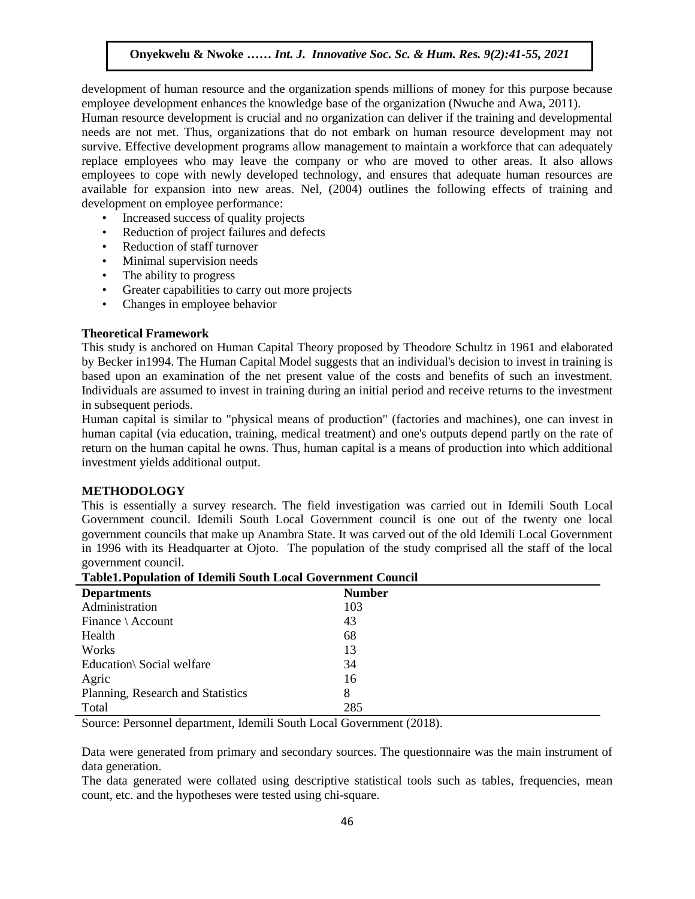development of human resource and the organization spends millions of money for this purpose because employee development enhances the knowledge base of the organization (Nwuche and Awa, 2011).

Human resource development is crucial and no organization can deliver if the training and developmental needs are not met. Thus, organizations that do not embark on human resource development may not survive. Effective development programs allow management to maintain a workforce that can adequately replace employees who may leave the company or who are moved to other areas. It also allows employees to cope with newly developed technology, and ensures that adequate human resources are available for expansion into new areas. Nel, (2004) outlines the following effects of training and development on employee performance:

- Increased success of quality projects
- Reduction of project failures and defects
- Reduction of staff turnover
- Minimal supervision needs
- The ability to progress
- Greater capabilities to carry out more projects
- Changes in employee behavior

### Theoretical Framework

This study is anchored on Human Capital Theory proposed by Theodore Schultz in 1961 and elaborated by Becker in1994. The Human Capital Model suggests that an individual's decision to invest in training is based upon an examination of the net present value of the costs and benefits of such an investment. Individuals are assumed to invest in training during an initial period and receive returns to the investment in subsequent periods.

Human capital is similar to "physical means of production" (factories and machines), one can invest in human capital (via education, training, medical treatment) and one's outputs depend partly on the rate of return on the human capital he owns. Thus, human capital is a means of production into which additional investment yields additional output.

## METHODOLOGY

This is essentially a survey research. The field investigation was carried out in Idemili South Local Government council. Idemili South Local Government council is one out of the twenty one local government councils that make up Anambra State. It was carved out of the old Idemili Local Government in 1996 with its Headquarter at Ojoto. The population of the study comprised all the staff of the local government council.

**Table1.Population of Idemili South Local Government Council**

| Departments | Number |
|---|---|
| Administration | 103 |
| Finance \ Account | 43 |
| Health | 68 |
| Works | 13 |
| Education\ Social welfare | 34 |
| Agric | 16 |
| Planning, Research and Statistics | 8 |
| Total | 285 |

Source: Personnel department, Idemili South Local Government (2018).

Data were generated from primary and secondary sources. The questionnaire was the main instrument of data generation.

The data generated were collated using descriptive statistical tools such as tables, frequencies, mean count, etc. and the hypotheses were tested using chi-square.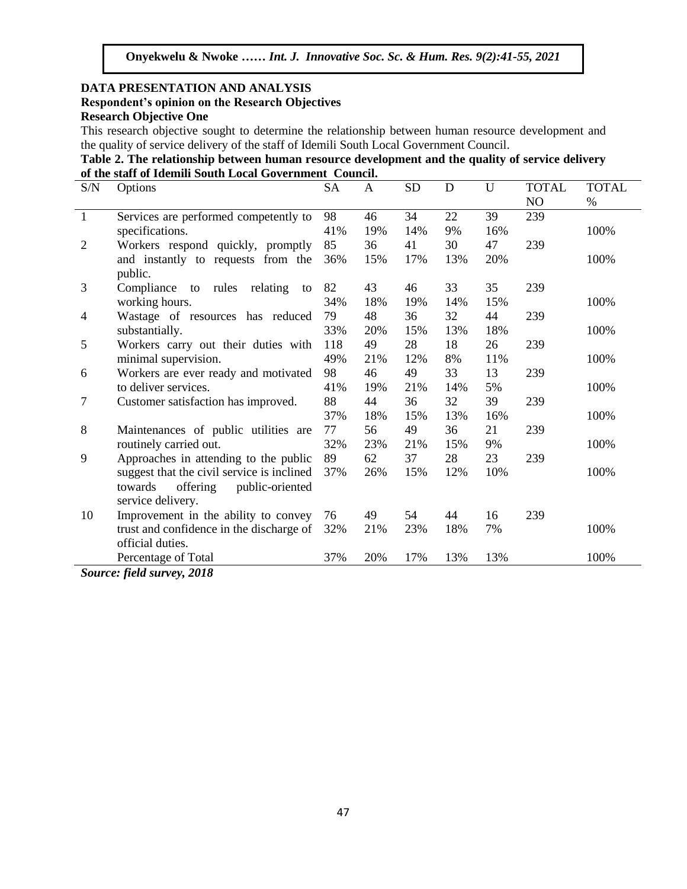## DATA PRESENTATION AND ANALYSIS

### Respondent's opinion on the Research Objectives

### Research Objective One

This research objective sought to determine the relationship between human resource development and the quality of service delivery of the staff of Idemili South Local Government Council.

**Table 2. The relationship between human resource development and the quality of service delivery of the staff of Idemili South Local Government Council.**

| S/N | Options | SA | A | SD | D | U | TOTAL NO | TOTAL % |
|---|---|---|---|---|---|---|---|---|
| 1 | Services are performed competently to specifications. | 98<br>41% | 46<br>19% | 34<br>14% | 22<br>9% | 39<br>16% | 239 | 100% |
| 2 | Workers respond quickly, promptly and instantly to requests from the public. | 85<br>36% | 36<br>15% | 41<br>17% | 30<br>13% | 47<br>20% | 239 | 100% |
| 3 | Compliance to rules relating to working hours. | 82<br>34% | 43<br>18% | 46<br>19% | 33<br>14% | 35<br>15% | 239 | 100% |
| 4 | Wastage of resources has reduced substantially. | 79<br>33% | 48<br>20% | 36<br>15% | 32<br>13% | 44<br>18% | 239 | 100% |
| 5 | Workers carry out their duties with minimal supervision. | 118<br>49% | 49<br>21% | 28<br>12% | 18<br>8% | 26<br>11% | 239 | 100% |
| 6 | Workers are ever ready and motivated to deliver services. | 98<br>41% | 46<br>19% | 49<br>21% | 33<br>14% | 13<br>5% | 239 | 100% |
| 7 | Customer satisfaction has improved. | 88<br>37% | 44<br>18% | 36<br>15% | 32<br>13% | 39<br>16% | 239 | 100% |
| 8 | Maintenances of public utilities are routinely carried out. | 77<br>32% | 56<br>23% | 49<br>21% | 36<br>15% | 21<br>9% | 239 | 100% |
| 9 | Approaches in attending to the public suggest that the civil service is inclined towards offering public-oriented service delivery. | 89<br>37% | 62<br>26% | 37<br>15% | 28<br>12% | 23<br>10% | 239 | 100% |
| 10 | Improvement in the ability to convey trust and confidence in the discharge of official duties. | 76<br>32% | 49<br>21% | 54<br>23% | 44<br>18% | 16<br>7% | 239 | 100% |
| | Percentage of Total | 37% | 20% | 17% | 13% | 13% | | 100% |

***Source: field survey, 2018***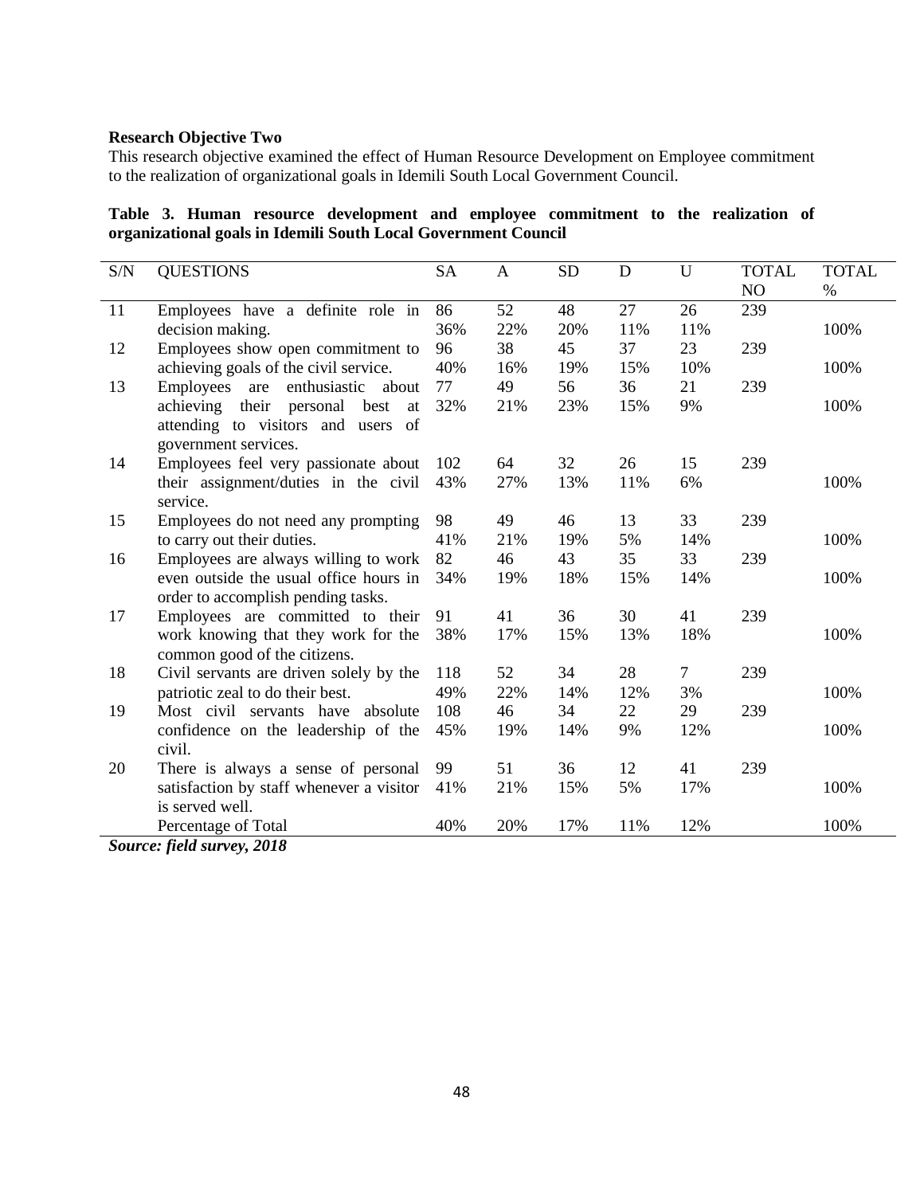**Research Objective Two**

This research objective examined the effect of Human Resource Development on Employee commitment to the realization of organizational goals in Idemili South Local Government Council.

**Table 3. Human resource development and employee commitment to the realization of organizational goals in Idemili South Local Government Council**

| S/N | QUESTIONS | SA | A | SD | D | U | TOTAL NO | TOTAL % |
|---|---|---|---|---|---|---|---|---|
| 11 | Employees have a definite role in decision making. | 86<br>36% | 52<br>22% | 48<br>20% | 27<br>11% | 26<br>11% | 239 | 100% |
| 12 | Employees show open commitment to achieving goals of the civil service. | 96<br>40% | 38<br>16% | 45<br>19% | 37<br>15% | 23<br>10% | 239 | 100% |
| 13 | Employees are enthusiastic about achieving their personal best at attending to visitors and users of government services. | 77<br>32% | 49<br>21% | 56<br>23% | 36<br>15% | 21<br>9% | 239 | 100% |
| 14 | Employees feel very passionate about their assignment/duties in the civil service. | 102<br>43% | 64<br>27% | 32<br>13% | 26<br>11% | 15<br>6% | 239 | 100% |
| 15 | Employees do not need any prompting to carry out their duties. | 98<br>41% | 49<br>21% | 46<br>19% | 13<br>5% | 33<br>14% | 239 | 100% |
| 16 | Employees are always willing to work even outside the usual office hours in order to accomplish pending tasks. | 82<br>34% | 46<br>19% | 43<br>18% | 35<br>15% | 33<br>14% | 239 | 100% |
| 17 | Employees are committed to their work knowing that they work for the common good of the citizens. | 91<br>38% | 41<br>17% | 36<br>15% | 30<br>13% | 41<br>18% | 239 | 100% |
| 18 | Civil servants are driven solely by the patriotic zeal to do their best. | 118<br>49% | 52<br>22% | 34<br>14% | 28<br>12% | 7<br>3% | 239 | 100% |
| 19 | Most civil servants have absolute confidence on the leadership of the civil. | 108<br>45% | 46<br>19% | 34<br>14% | 22<br>9% | 29<br>12% | 239 | 100% |
| 20 | There is always a sense of personal satisfaction by staff whenever a visitor is served well. | 99<br>41% | 51<br>21% | 36<br>15% | 12<br>5% | 41<br>17% | 239 | 100% |
| | Percentage of Total | 40% | 20% | 17% | 11% | 12% | | 100% |

***Source: field survey, 2018***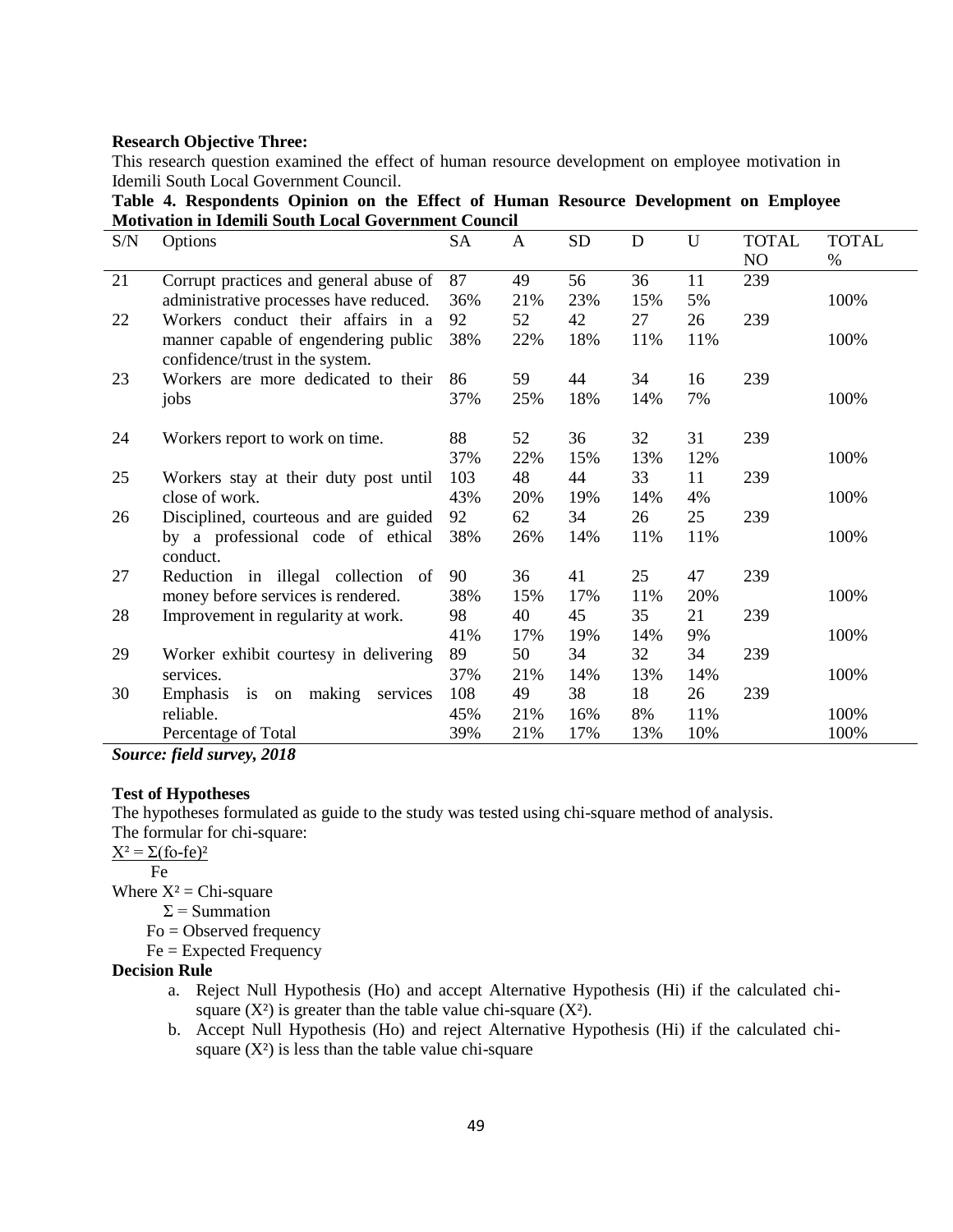**Research Objective Three:**

This research question examined the effect of human resource development on employee motivation in Idemili South Local Government Council.

**Table 4. Respondents Opinion on the Effect of Human Resource Development on Employee Motivation in Idemili South Local Government Council**

| S/N | Options | SA | A | SD | D | U | TOTAL NO | TOTAL % |
|---|---|---|---|---|---|---|---|---|
| 21 | Corrupt practices and general abuse of administrative processes have reduced. | 87<br>36% | 49<br>21% | 56<br>23% | 36<br>15% | 11<br>5% | 239 | 100% |
| 22 | Workers conduct their affairs in a manner capable of engendering public confidence/trust in the system. | 92<br>38% | 52<br>22% | 42<br>18% | 27<br>11% | 26<br>11% | 239 | 100% |
| 23 | Workers are more dedicated to their jobs | 86<br>37% | 59<br>25% | 44<br>18% | 34<br>14% | 16<br>7% | 239 | 100% |
| 24 | Workers report to work on time. | 88<br>37% | 52<br>22% | 36<br>15% | 32<br>13% | 31<br>12% | 239 | 100% |
| 25 | Workers stay at their duty post until close of work. | 103<br>43% | 48<br>20% | 44<br>19% | 33<br>14% | 11<br>4% | 239 | 100% |
| 26 | Disciplined, courteous and are guided by a professional code of ethical conduct. | 92<br>38% | 62<br>26% | 34<br>14% | 26<br>11% | 25<br>11% | 239 | 100% |
| 27 | Reduction in illegal collection of money before services is rendered. | 90<br>38% | 36<br>15% | 41<br>17% | 25<br>11% | 47<br>20% | 239 | 100% |
| 28 | Improvement in regularity at work. | 98<br>41% | 40<br>17% | 45<br>19% | 35<br>14% | 21<br>9% | 239 | 100% |
| 29 | Worker exhibit courtesy in delivering services. | 89<br>37% | 50<br>21% | 34<br>14% | 32<br>13% | 34<br>14% | 239 | 100% |
| 30 | Emphasis is on making services reliable. | 108<br>45% | 49<br>21% | 38<br>16% | 18<br>8% | 26<br>11% | 239 | 100% |
| | Percentage of Total | 39% | 21% | 17% | 13% | 10% | | 100% |

***Source: field survey, 2018***

**Test of Hypotheses**

The hypotheses formulated as guide to the study was tested using chi-square method of analysis.

The formular for chi-square:

$$X^2 = \frac{\Sigma(fo-fe)^2}{Fe}$$

Where $X^2$ = Chi-square

$\Sigma$ = Summation

Fo = Observed frequency

Fe = Expected Frequency

**Decision Rule**

a. Reject Null Hypothesis (Ho) and accept Alternative Hypothesis (Hi) if the calculated chi-square ($X^2$) is greater than the table value chi-square ($X^2$).

b. Accept Null Hypothesis (Ho) and reject Alternative Hypothesis (Hi) if the calculated chi-square ($X^2$) is less than the table value chi-square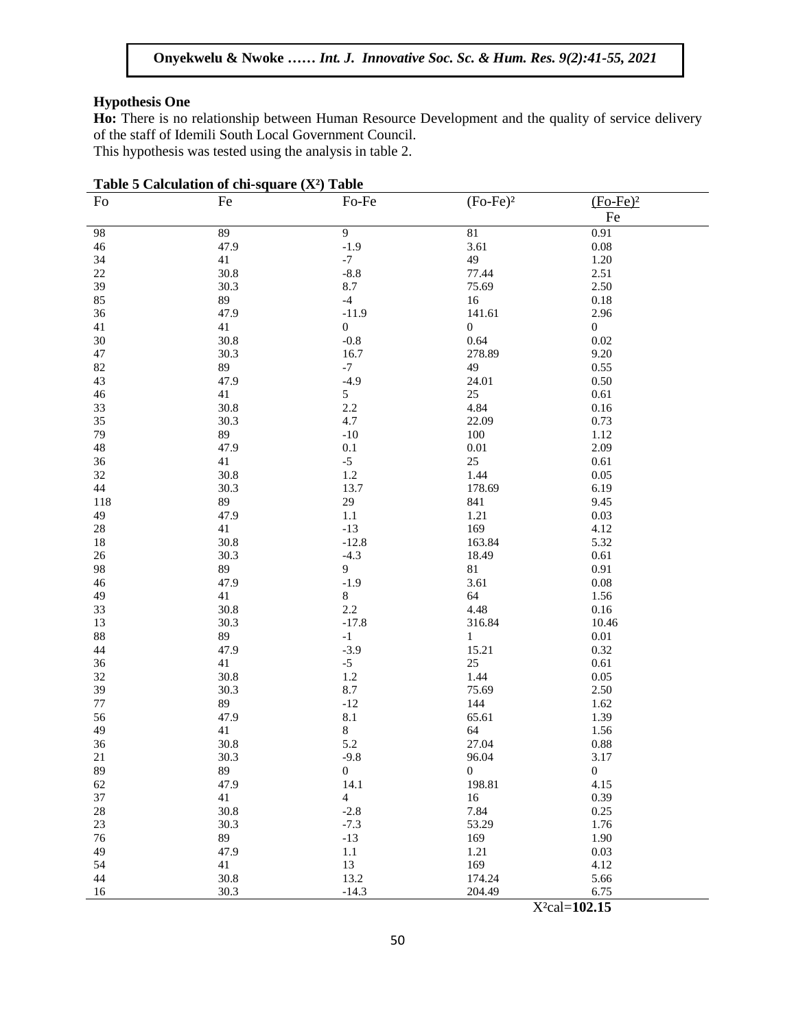### Hypothesis One

**Ho:** There is no relationship between Human Resource Development and the quality of service delivery of the staff of Idemili South Local Government Council.

This hypothesis was tested using the analysis in table 2.

**Table 5 Calculation of chi-square ($X^2$) Table**

| Fo | Fe | Fo-Fe | $(Fo-Fe)^2$ | $\frac{(Fo-Fe)^2}{Fe}$ |
|---|---|---|---|---|
| 98 | 89 | 9 | 81 | 0.91 |
| 46 | 47.9 | -1.9 | 3.61 | 0.08 |
| 34 | 41 | -7 | 49 | 1.20 |
| 22 | 30.8 | -8.8 | 77.44 | 2.51 |
| 39 | 30.3 | 8.7 | 75.69 | 2.50 |
| 85 | 89 | -4 | 16 | 0.18 |
| 36 | 47.9 | -11.9 | 141.61 | 2.96 |
| 41 | 41 | 0 | 0 | 0 |
| 30 | 30.8 | -0.8 | 0.64 | 0.02 |
| 47 | 30.3 | 16.7 | 278.89 | 9.20 |
| 82 | 89 | -7 | 49 | 0.55 |
| 43 | 47.9 | -4.9 | 24.01 | 0.50 |
| 46 | 41 | 5 | 25 | 0.61 |
| 33 | 30.8 | 2.2 | 4.84 | 0.16 |
| 35 | 30.3 | 4.7 | 22.09 | 0.73 |
| 79 | 89 | -10 | 100 | 1.12 |
| 48 | 47.9 | 0.1 | 0.01 | 2.09 |
| 36 | 41 | -5 | 25 | 0.61 |
| 32 | 30.8 | 1.2 | 1.44 | 0.05 |
| 44 | 30.3 | 13.7 | 178.69 | 6.19 |
| 118 | 89 | 29 | 841 | 9.45 |
| 49 | 47.9 | 1.1 | 1.21 | 0.03 |
| 28 | 41 | -13 | 169 | 4.12 |
| 18 | 30.8 | -12.8 | 163.84 | 5.32 |
| 26 | 30.3 | -4.3 | 18.49 | 0.61 |
| 98 | 89 | 9 | 81 | 0.91 |
| 46 | 47.9 | -1.9 | 3.61 | 0.08 |
| 49 | 41 | 8 | 64 | 1.56 |
| 33 | 30.8 | 2.2 | 4.48 | 0.16 |
| 13 | 30.3 | -17.8 | 316.84 | 10.46 |
| 88 | 89 | -1 | 1 | 0.01 |
| 44 | 47.9 | -3.9 | 15.21 | 0.32 |
| 36 | 41 | -5 | 25 | 0.61 |
| 32 | 30.8 | 1.2 | 1.44 | 0.05 |
| 39 | 30.3 | 8.7 | 75.69 | 2.50 |
| 77 | 89 | -12 | 144 | 1.62 |
| 56 | 47.9 | 8.1 | 65.61 | 1.39 |
| 49 | 41 | 8 | 64 | 1.56 |
| 36 | 30.8 | 5.2 | 27.04 | 0.88 |
| 21 | 30.3 | -9.8 | 96.04 | 3.17 |
| 89 | 89 | 0 | 0 | 0 |
| 62 | 47.9 | 14.1 | 198.81 | 4.15 |
| 37 | 41 | 4 | 16 | 0.39 |
| 28 | 30.8 | -2.8 | 7.84 | 0.25 |
| 23 | 30.3 | -7.3 | 53.29 | 1.76 |
| 76 | 89 | -13 | 169 | 1.90 |
| 49 | 47.9 | 1.1 | 1.21 | 0.03 |
| 54 | 41 | 13 | 169 | 4.12 |
| 44 | 30.8 | 13.2 | 174.24 | 5.66 |
| 16 | 30.3 | -14.3 | 204.49 | 6.75 |
| | | | | $X^2$cal=**102.15** |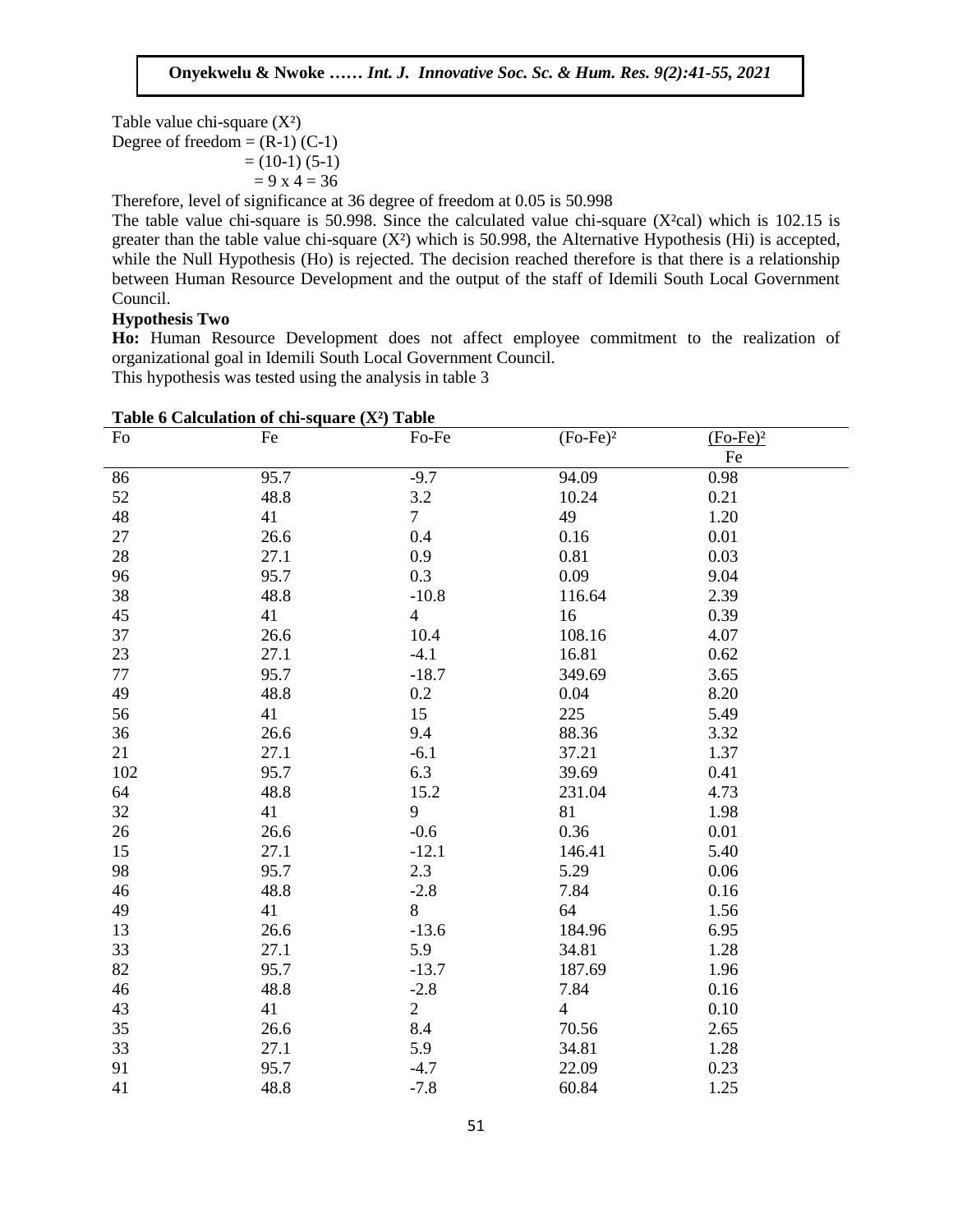Table value chi-square ($X^2$)

Degree of freedom = (R-1) (C-1)

= (10-1) (5-1)

= 9 x 4 = 36

Therefore, level of significance at 36 degree of freedom at 0.05 is 50.998

The table value chi-square is 50.998. Since the calculated value chi-square ($X^2cal$) which is 102.15 is greater than the table value chi-square ($X^2$) which is 50.998, the Alternative Hypothesis (Hi) is accepted, while the Null Hypothesis (Ho) is rejected. The decision reached therefore is that there is a relationship between Human Resource Development and the output of the staff of Idemili South Local Government Council.

**Hypothesis Two**

**Ho:** Human Resource Development does not affect employee commitment to the realization of organizational goal in Idemili South Local Government Council.

This hypothesis was tested using the analysis in table 3

**Table 6 Calculation of chi-square ($X^2$) Table**

| Fo | Fe | Fo-Fe | $(Fo-Fe)^2$ | $\frac{(Fo-Fe)^2}{Fe}$ |
|---|---|---|---|---|
| 86 | 95.7 | -9.7 | 94.09 | 0.98 |
| 52 | 48.8 | 3.2 | 10.24 | 0.21 |
| 48 | 41 | 7 | 49 | 1.20 |
| 27 | 26.6 | 0.4 | 0.16 | 0.01 |
| 28 | 27.1 | 0.9 | 0.81 | 0.03 |
| 96 | 95.7 | 0.3 | 0.09 | 9.04 |
| 38 | 48.8 | -10.8 | 116.64 | 2.39 |
| 45 | 41 | 4 | 16 | 0.39 |
| 37 | 26.6 | 10.4 | 108.16 | 4.07 |
| 23 | 27.1 | -4.1 | 16.81 | 0.62 |
| 77 | 95.7 | -18.7 | 349.69 | 3.65 |
| 49 | 48.8 | 0.2 | 0.04 | 8.20 |
| 56 | 41 | 15 | 225 | 5.49 |
| 36 | 26.6 | 9.4 | 88.36 | 3.32 |
| 21 | 27.1 | -6.1 | 37.21 | 1.37 |
| 102 | 95.7 | 6.3 | 39.69 | 0.41 |
| 64 | 48.8 | 15.2 | 231.04 | 4.73 |
| 32 | 41 | 9 | 81 | 1.98 |
| 26 | 26.6 | -0.6 | 0.36 | 0.01 |
| 15 | 27.1 | -12.1 | 146.41 | 5.40 |
| 98 | 95.7 | 2.3 | 5.29 | 0.06 |
| 46 | 48.8 | -2.8 | 7.84 | 0.16 |
| 49 | 41 | 8 | 64 | 1.56 |
| 13 | 26.6 | -13.6 | 184.96 | 6.95 |
| 33 | 27.1 | 5.9 | 34.81 | 1.28 |
| 82 | 95.7 | -13.7 | 187.69 | 1.96 |
| 46 | 48.8 | -2.8 | 7.84 | 0.16 |
| 43 | 41 | 2 | 4 | 0.10 |
| 35 | 26.6 | 8.4 | 70.56 | 2.65 |
| 33 | 27.1 | 5.9 | 34.81 | 1.28 |
| 91 | 95.7 | -4.7 | 22.09 | 0.23 |
| 41 | 48.8 | -7.8 | 60.84 | 1.25 |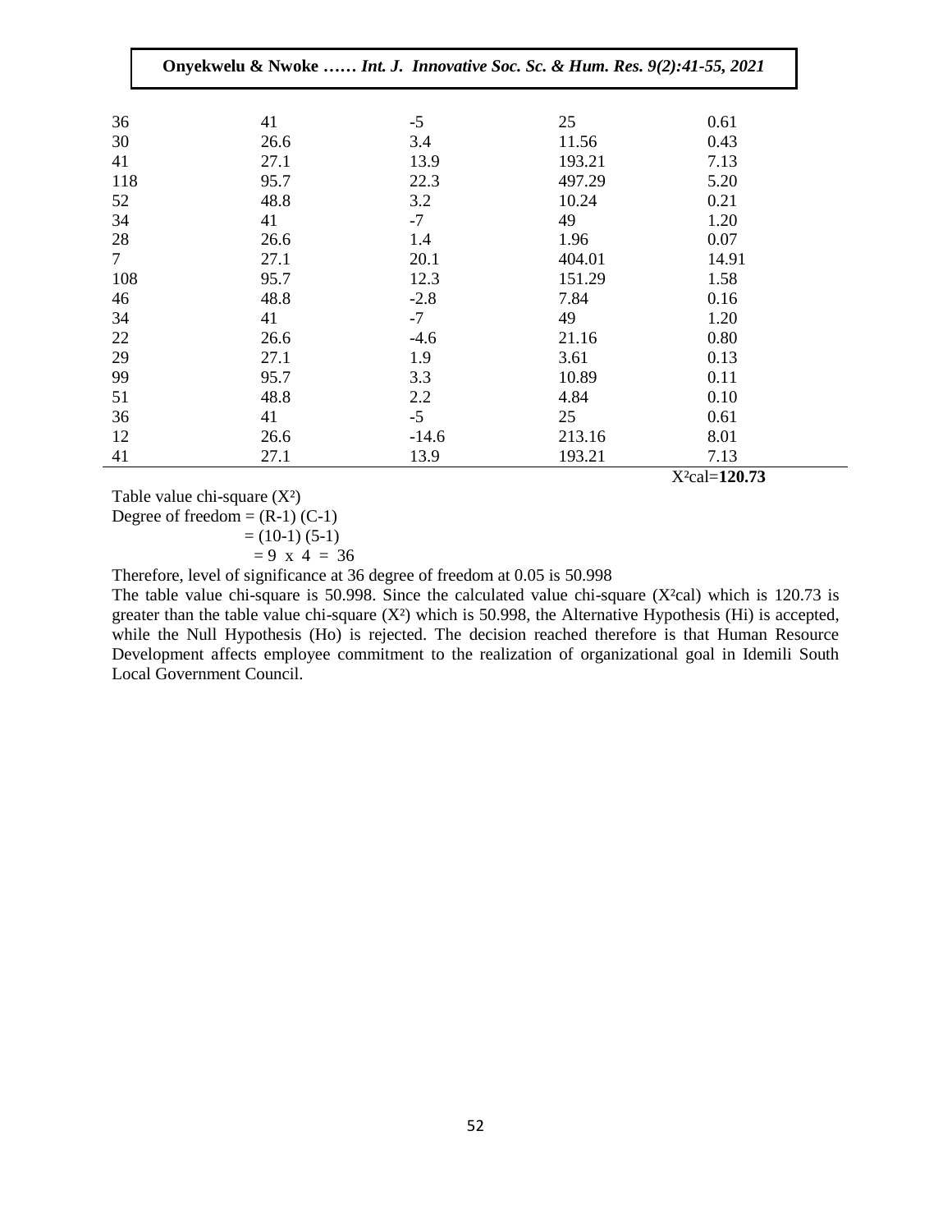| | | | | |
|---|---|---|---|---|
| 36 | 41 | -5 | 25 | 0.61 |
| 30 | 26.6 | 3.4 | 11.56 | 0.43 |
| 41 | 27.1 | 13.9 | 193.21 | 7.13 |
| 118 | 95.7 | 22.3 | 497.29 | 5.20 |
| 52 | 48.8 | 3.2 | 10.24 | 0.21 |
| 34 | 41 | -7 | 49 | 1.20 |
| 28 | 26.6 | 1.4 | 1.96 | 0.07 |
| 7 | 27.1 | 20.1 | 404.01 | 14.91 |
| 108 | 95.7 | 12.3 | 151.29 | 1.58 |
| 46 | 48.8 | -2.8 | 7.84 | 0.16 |
| 34 | 41 | -7 | 49 | 1.20 |
| 22 | 26.6 | -4.6 | 21.16 | 0.80 |
| 29 | 27.1 | 1.9 | 3.61 | 0.13 |
| 99 | 95.7 | 3.3 | 10.89 | 0.11 |
| 51 | 48.8 | 2.2 | 4.84 | 0.10 |
| 36 | 41 | -5 | 25 | 0.61 |
| 12 | 26.6 | -14.6 | 213.16 | 8.01 |
| 41 | 27.1 | 13.9 | 193.21 | 7.13 |
| | | | | $X^2$cal=**120.73** |

Table value chi-square ($X^2$)

Degree of freedom = (R-1) (C-1)

= (10-1) (5-1)

= 9 x 4 = 36

Therefore, level of significance at 36 degree of freedom at 0.05 is 50.998

The table value chi-square is 50.998. Since the calculated value chi-square ($X^2$cal) which is 120.73 is greater than the table value chi-square ($X^2$) which is 50.998, the Alternative Hypothesis (Hi) is accepted, while the Null Hypothesis (Ho) is rejected. The decision reached therefore is that Human Resource Development affects employee commitment to the realization of organizational goal in Idemili South Local Government Council.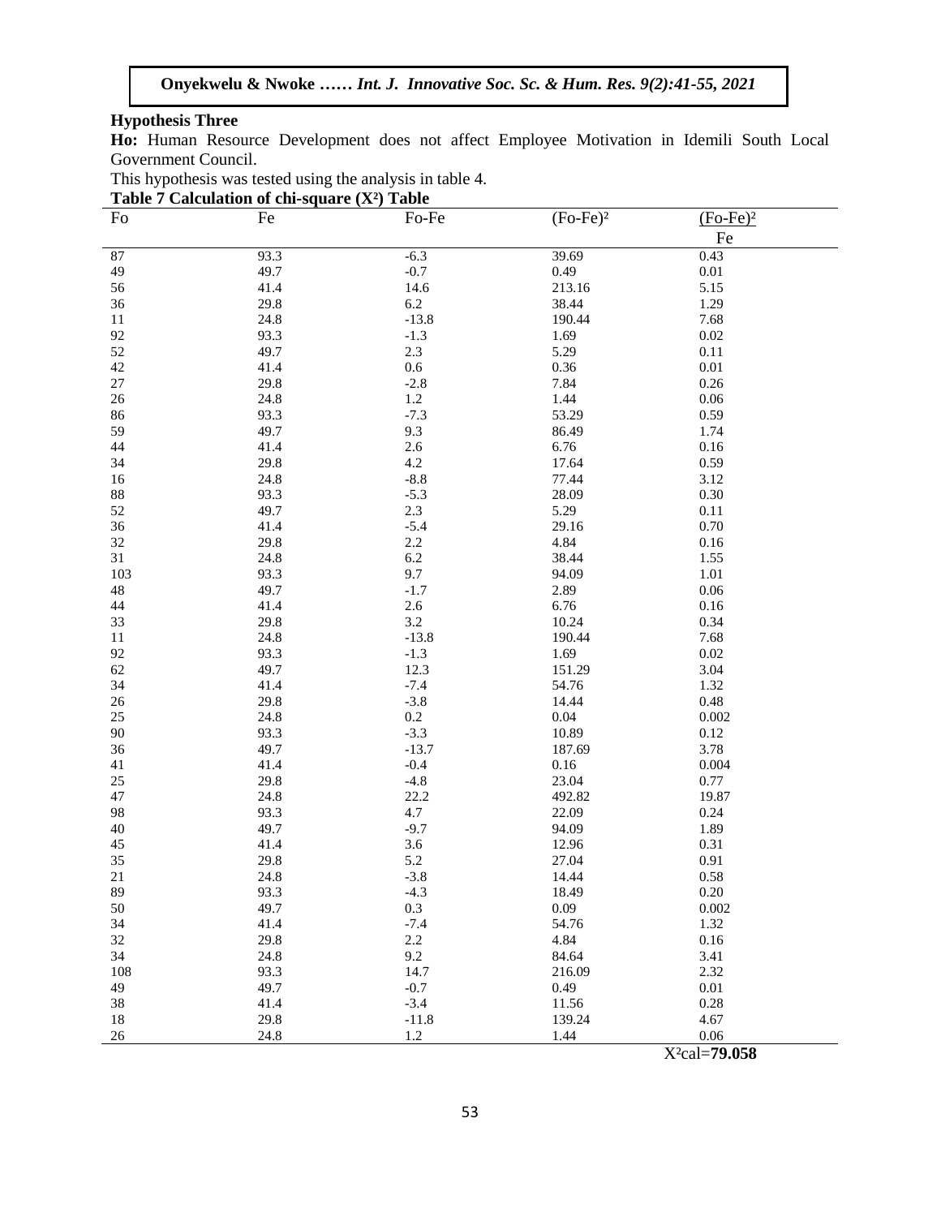**Hypothesis Three**

**Ho:** Human Resource Development does not affect Employee Motivation in Idemili South Local Government Council.

This hypothesis was tested using the analysis in table 4.

**Table 7 Calculation of chi-square ($X^2$) Table**

| Fo | Fe | Fo-Fe | $(Fo\text{-}Fe)^2$ | $\frac{(Fo\text{-}Fe)^2}{Fe}$ |
|---|---|---|---|---|
| 87 | 93.3 | -6.3 | 39.69 | 0.43 |
| 49 | 49.7 | -0.7 | 0.49 | 0.01 |
| 56 | 41.4 | 14.6 | 213.16 | 5.15 |
| 36 | 29.8 | 6.2 | 38.44 | 1.29 |
| 11 | 24.8 | -13.8 | 190.44 | 7.68 |
| 92 | 93.3 | -1.3 | 1.69 | 0.02 |
| 52 | 49.7 | 2.3 | 5.29 | 0.11 |
| 42 | 41.4 | 0.6 | 0.36 | 0.01 |
| 27 | 29.8 | -2.8 | 7.84 | 0.26 |
| 26 | 24.8 | 1.2 | 1.44 | 0.06 |
| 86 | 93.3 | -7.3 | 53.29 | 0.59 |
| 59 | 49.7 | 9.3 | 86.49 | 1.74 |
| 44 | 41.4 | 2.6 | 6.76 | 0.16 |
| 34 | 29.8 | 4.2 | 17.64 | 0.59 |
| 16 | 24.8 | -8.8 | 77.44 | 3.12 |
| 88 | 93.3 | -5.3 | 28.09 | 0.30 |
| 52 | 49.7 | 2.3 | 5.29 | 0.11 |
| 36 | 41.4 | -5.4 | 29.16 | 0.70 |
| 32 | 29.8 | 2.2 | 4.84 | 0.16 |
| 31 | 24.8 | 6.2 | 38.44 | 1.55 |
| 103 | 93.3 | 9.7 | 94.09 | 1.01 |
| 48 | 49.7 | -1.7 | 2.89 | 0.06 |
| 44 | 41.4 | 2.6 | 6.76 | 0.16 |
| 33 | 29.8 | 3.2 | 10.24 | 0.34 |
| 11 | 24.8 | -13.8 | 190.44 | 7.68 |
| 92 | 93.3 | -1.3 | 1.69 | 0.02 |
| 62 | 49.7 | 12.3 | 151.29 | 3.04 |
| 34 | 41.4 | -7.4 | 54.76 | 1.32 |
| 26 | 29.8 | -3.8 | 14.44 | 0.48 |
| 25 | 24.8 | 0.2 | 0.04 | 0.002 |
| 90 | 93.3 | -3.3 | 10.89 | 0.12 |
| 36 | 49.7 | -13.7 | 187.69 | 3.78 |
| 41 | 41.4 | -0.4 | 0.16 | 0.004 |
| 25 | 29.8 | -4.8 | 23.04 | 0.77 |
| 47 | 24.8 | 22.2 | 492.82 | 19.87 |
| 98 | 93.3 | 4.7 | 22.09 | 0.24 |
| 40 | 49.7 | -9.7 | 94.09 | 1.89 |
| 45 | 41.4 | 3.6 | 12.96 | 0.31 |
| 35 | 29.8 | 5.2 | 27.04 | 0.91 |
| 21 | 24.8 | -3.8 | 14.44 | 0.58 |
| 89 | 93.3 | -4.3 | 18.49 | 0.20 |
| 50 | 49.7 | 0.3 | 0.09 | 0.002 |
| 34 | 41.4 | -7.4 | 54.76 | 1.32 |
| 32 | 29.8 | 2.2 | 4.84 | 0.16 |
| 34 | 24.8 | 9.2 | 84.64 | 3.41 |
| 108 | 93.3 | 14.7 | 216.09 | 2.32 |
| 49 | 49.7 | -0.7 | 0.49 | 0.01 |
| 38 | 41.4 | -3.4 | 11.56 | 0.28 |
| 18 | 29.8 | -11.8 | 139.24 | 4.67 |
| 26 | 24.8 | 1.2 | 1.44 | 0.06 |
| | | | | $X^2$cal=**79.058** |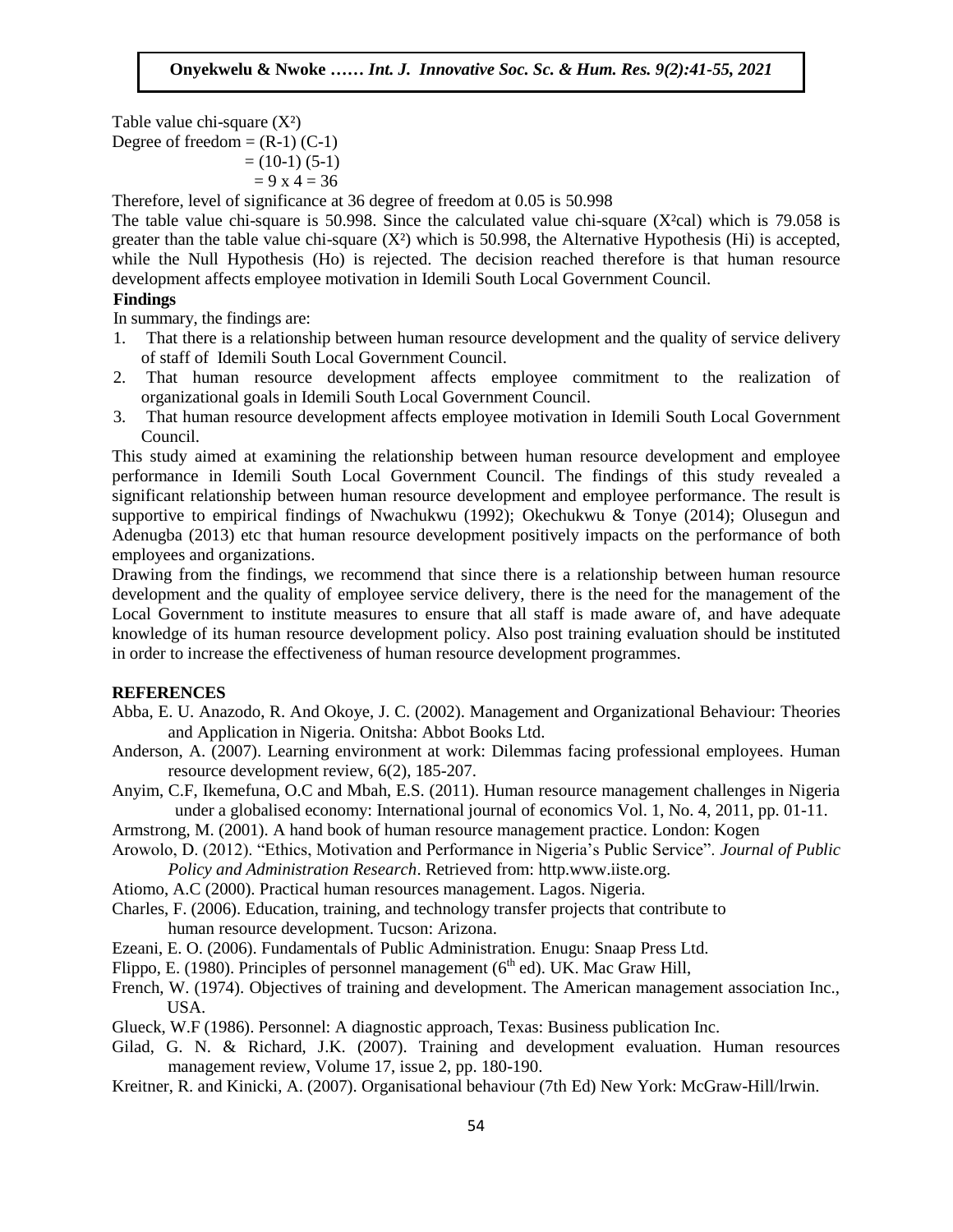Table value chi-square ($X^2$)

Degree of freedom = (R-1) (C-1)

= (10-1) (5-1)

= 9 x 4 = 36

Therefore, level of significance at 36 degree of freedom at 0.05 is 50.998

The table value chi-square is 50.998. Since the calculated value chi-square ($X^2$cal) which is 79.058 is greater than the table value chi-square ($X^2$) which is 50.998, the Alternative Hypothesis (Hi) is accepted, while the Null Hypothesis (Ho) is rejected. The decision reached therefore is that human resource development affects employee motivation in Idemili South Local Government Council.

**Findings**

In summary, the findings are:

1. That there is a relationship between human resource development and the quality of service delivery of staff of Idemili South Local Government Council.
2. That human resource development affects employee commitment to the realization of organizational goals in Idemili South Local Government Council.
3. That human resource development affects employee motivation in Idemili South Local Government Council.

This study aimed at examining the relationship between human resource development and employee performance in Idemili South Local Government Council. The findings of this study revealed a significant relationship between human resource development and employee performance. The result is supportive to empirical findings of Nwachukwu (1992); Okechukwu & Tonye (2014); Olusegun and Adenugba (2013) etc that human resource development positively impacts on the performance of both employees and organizations.

Drawing from the findings, we recommend that since there is a relationship between human resource development and the quality of employee service delivery, there is the need for the management of the Local Government to institute measures to ensure that all staff is made aware of, and have adequate knowledge of its human resource development policy. Also post training evaluation should be instituted in order to increase the effectiveness of human resource development programmes.

**REFERENCES**

Abba, E. U. Anazodo, R. And Okoye, J. C. (2002). Management and Organizational Behaviour: Theories and Application in Nigeria. Onitsha: Abbot Books Ltd.

Anderson, A. (2007). Learning environment at work: Dilemmas facing professional employees. Human resource development review, 6(2), 185-207.

Anyim, C.F, Ikemefuna, O.C and Mbah, E.S. (2011). Human resource management challenges in Nigeria under a globalised economy: International journal of economics Vol. 1, No. 4, 2011, pp. 01-11.

Armstrong, M. (2001). A hand book of human resource management practice. London: Kogen

Arowolo, D. (2012). "Ethics, Motivation and Performance in Nigeria's Public Service". *Journal of Public Policy and Administration Research*. Retrieved from: http.www.iiste.org.

Atiomo, A.C (2000). Practical human resources management. Lagos. Nigeria.

Charles, F. (2006). Education, training, and technology transfer projects that contribute to human resource development. Tucson: Arizona.

Ezeani, E. O. (2006). Fundamentals of Public Administration. Enugu: Snaap Press Ltd.

Flippo, E. (1980). Principles of personnel management (6th ed). UK. Mac Graw Hill,

French, W. (1974). Objectives of training and development. The American management association Inc., USA.

Glueck, W.F (1986). Personnel: A diagnostic approach, Texas: Business publication Inc.

Gilad, G. N. & Richard, J.K. (2007). Training and development evaluation. Human resources management review, Volume 17, issue 2, pp. 180-190.

Kreitner, R. and Kinicki, A. (2007). Organisational behaviour (7th Ed) New York: McGraw-Hill/lrwin.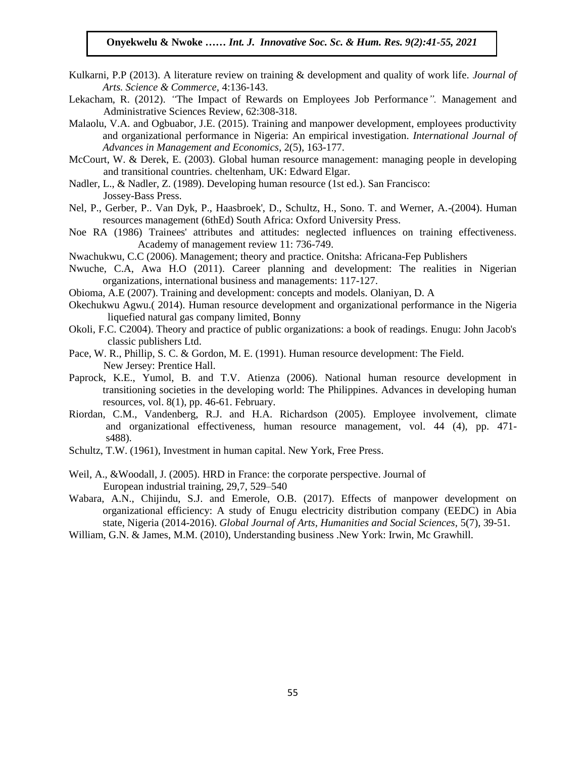Kulkarni, P.P (2013). A literature review on training & development and quality of work life. *Journal of Arts. Science & Commerce,* 4:136-143.

Lekacham, R. (2012). *"*The Impact of Rewards on Employees Job Performance*".* Management and Administrative Sciences Review, 62:308-318.

Malaolu, V.A. and Ogbuabor, J.E. (2015). Training and manpower development, employees productivity and organizational performance in Nigeria: An empirical investigation. *International Journal of Advances in Management and Economics*, 2(5), 163-177.

McCourt, W. & Derek, E. (2003). Global human resource management: managing people in developing and transitional countries. cheltenham, UK: Edward Elgar.

Nadler, L., & Nadler, Z. (1989). Developing human resource (1st ed.). San Francisco: Jossey-Bass Press.

Nel, P., Gerber, P.. Van Dyk, P., Haasbroek', D., Schultz, H., Sono. T. and Werner, A.-(2004). Human resources management (6thEd) South Africa: Oxford University Press.

Noe RA (1986) Trainees' attributes and attitudes: neglected influences on training effectiveness. Academy of management review 11: 736-749.

Nwachukwu, C.C (2006). Management; theory and practice. Onitsha: Africana-Fep Publishers

Nwuche, C.A, Awa H.O (2011). Career planning and development: The realities in Nigerian organizations, international business and managements: 117-127.

Obioma, A.E (2007). Training and development: concepts and models. Olaniyan, D. A

Okechukwu Agwu.( 2014). Human resource development and organizational performance in the Nigeria liquefied natural gas company limited, Bonny

Okoli, F.C. C2004). Theory and practice of public organizations: a book of readings. Enugu: John Jacob's classic publishers Ltd.

Pace, W. R., Phillip, S. C. & Gordon, M. E. (1991). Human resource development: The Field. New Jersey: Prentice Hall.

Paprock, K.E., Yumol, B. and T.V. Atienza (2006). National human resource development in transitioning societies in the developing world: The Philippines. Advances in developing human resources, vol. 8(1), pp. 46-61. February.

Riordan, C.M., Vandenberg, R.J. and H.A. Richardson (2005). Employee involvement, climate and organizational effectiveness, human resource management, vol. 44 (4), pp. 471-s488).

Schultz, T.W. (1961), Investment in human capital. New York, Free Press.

Weil, A., &Woodall, J. (2005). HRD in France: the corporate perspective. Journal of European industrial training, 29,7, 529–540

Wabara, A.N., Chijindu, S.J. and Emerole, O.B. (2017). Effects of manpower development on organizational efficiency: A study of Enugu electricity distribution company (EEDC) in Abia state, Nigeria (2014-2016). *Global Journal of Arts, Humanities and Social Sciences,* 5(7), 39-51.

William, G.N. & James, M.M. (2010), Understanding business .New York: Irwin, Mc Grawhill.